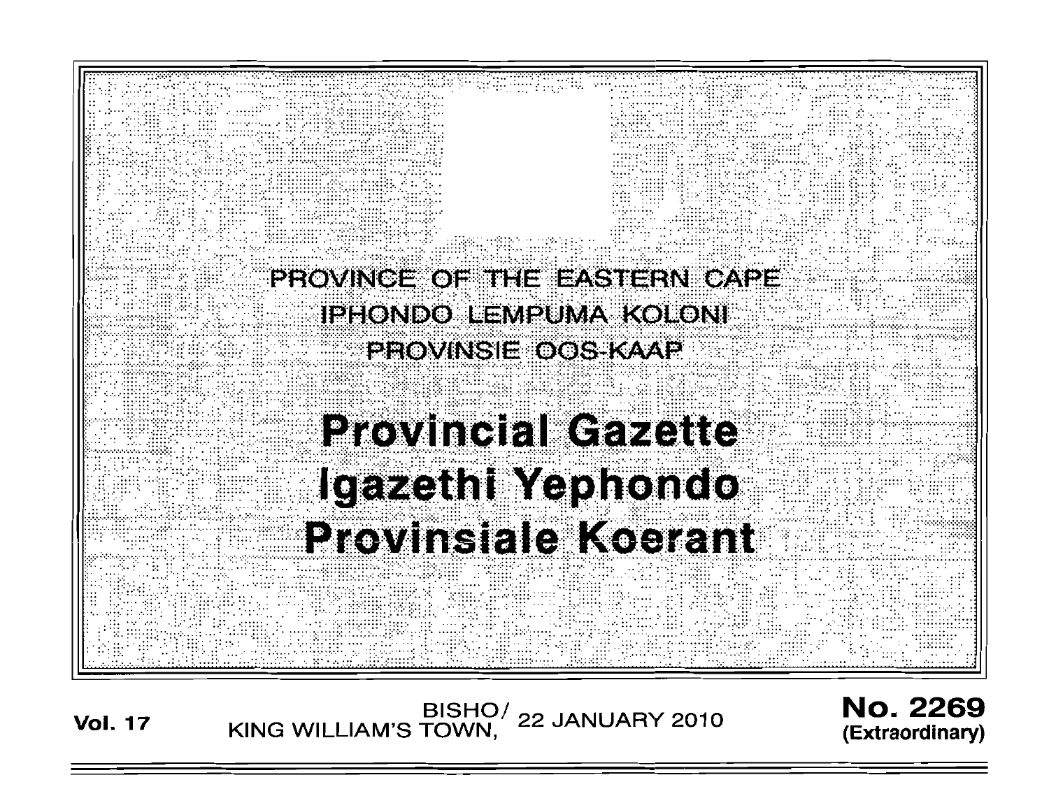PROVINCE OF THE EASTERN CAPE

IPHONDO LEMPUMA KOLONI

PROVINSIE OOS-KAAP

# Provincial Gazette

# Igazethi Yephondo

# Provinsiale Koerant

**Vol. 17** BISHO/ KING WILLIAM'S TOWN, 22 JANUARY 2010 **No. 2269 (Extraordinary)**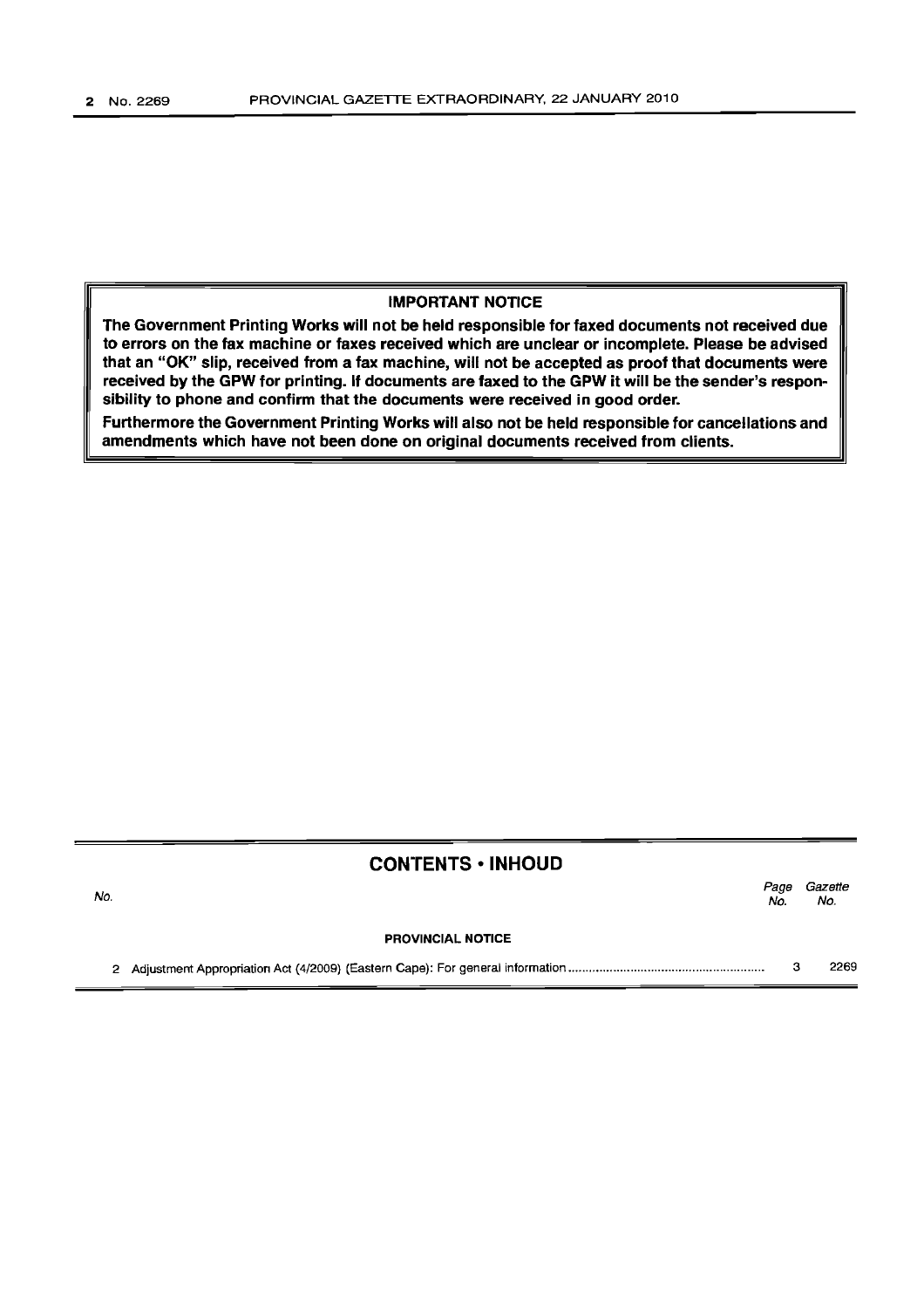**IMPORTANT NOTICE**

**The Government Printing Works will not be held responsible for faxed documents not received due to errors on the fax machine or faxes received which are unclear or incomplete. Please be advised that an "OK" slip, received from a fax machine, will not be accepted as proof that documents were received by the GPW for printing. If documents are faxed to the GPW it will be the sender's responsibility to phone and confirm that the documents were received in good order.**

**Furthermore the Government Printing Works will also not be held responsible for cancellations and amendments which have not been done on original documents received from clients.**

## CONTENTS • INHOUD

| No. | | Page No. | Gazette No. |
|---|---|---|---|
| | **PROVINCIAL NOTICE** | | |
| 2 | Adjustment Appropriation Act (4/2009) (Eastern Cape): For general information | 3 | 2269 |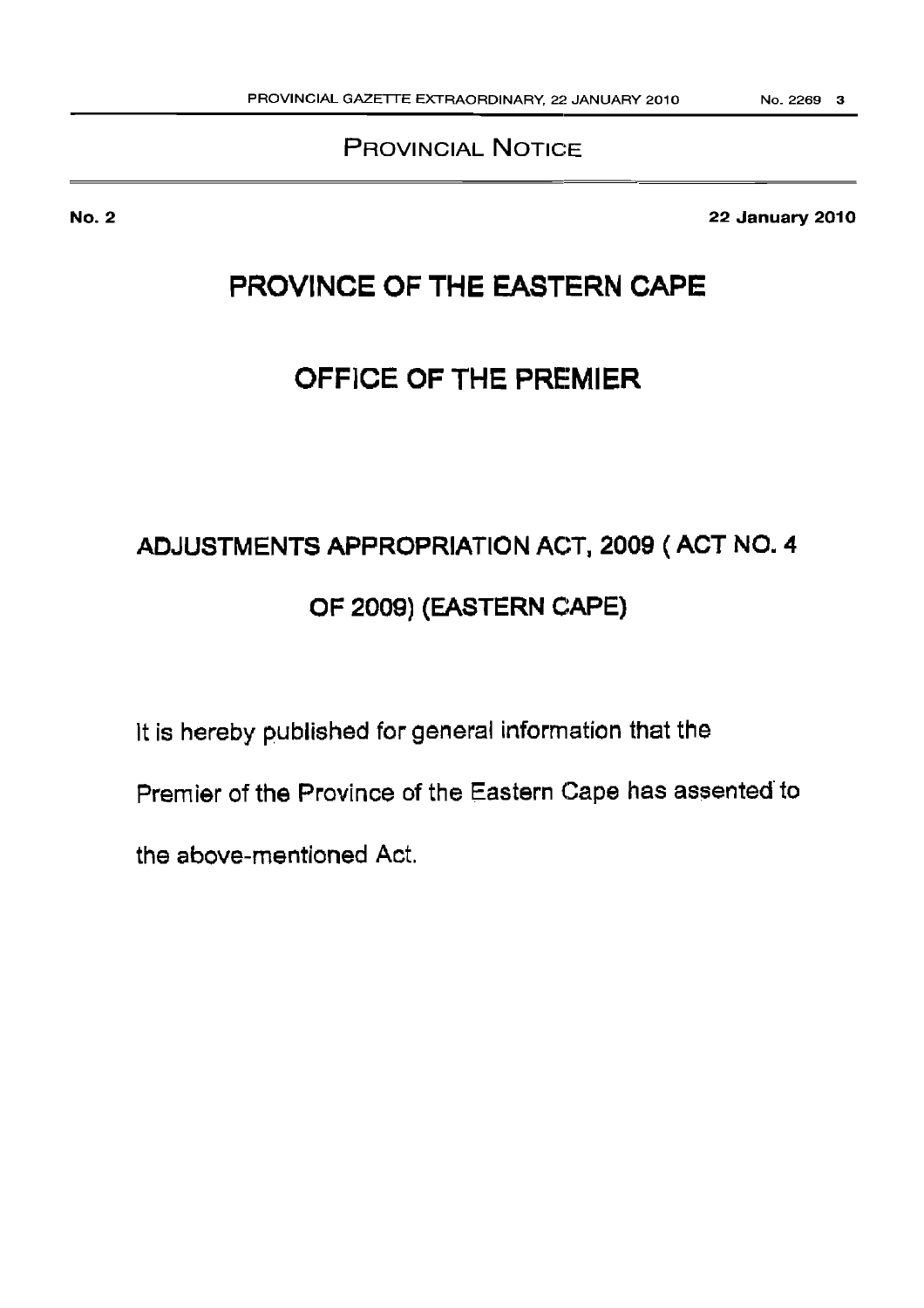## PROVINCIAL NOTICE

**No. 2** **22 January 2010**

# PROVINCE OF THE EASTERN CAPE

# OFFICE OF THE PREMIER

## ADJUSTMENTS APPROPRIATION ACT, 2009 ( ACT NO. 4 OF 2009) (EASTERN CAPE)

It is hereby published for general information that the Premier of the Province of the Eastern Cape has assented to the above-mentioned Act.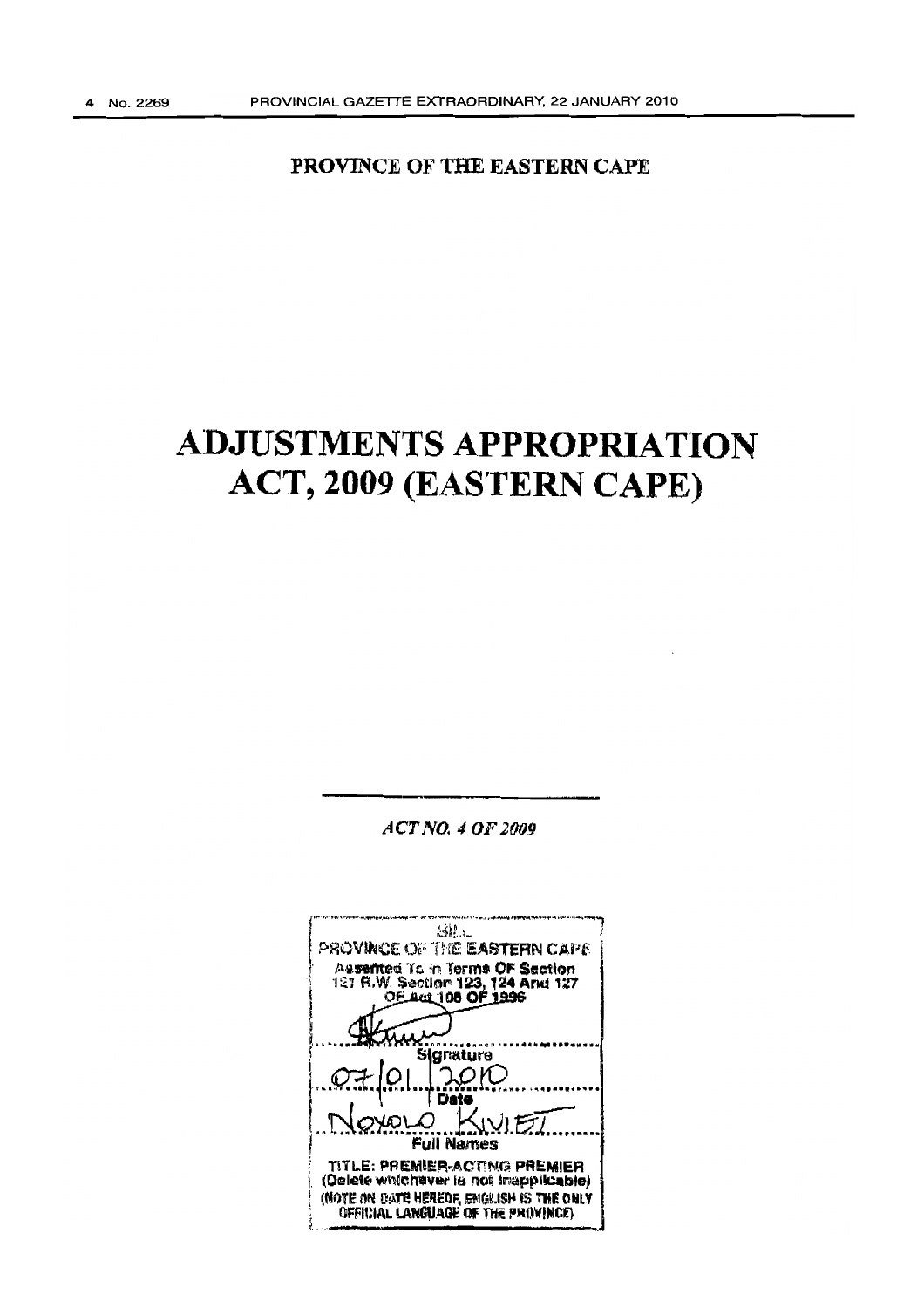**PROVINCE OF THE EASTERN CAPE**

# ADJUSTMENTS APPROPRIATION ACT, 2009 (EASTERN CAPE)

*ACT NO. 4 OF 2009*

BILL
PROVINCE OF THE EASTERN CAPE
Assented To in Terms Of Section 121 R.W. Section 123, 124 And 127 Of Act 108 Of 1996

Signature

07/01/2010
Date

Noxolo Kiviet
Full Names

TITLE: PREMIER-ACTING PREMIER
(Delete whichever is not inapplicable)
(NOTE ON DATE HEREOF, ENGLISH IS THE ONLY OFFICIAL LANGUAGE OF THE PROVINCE)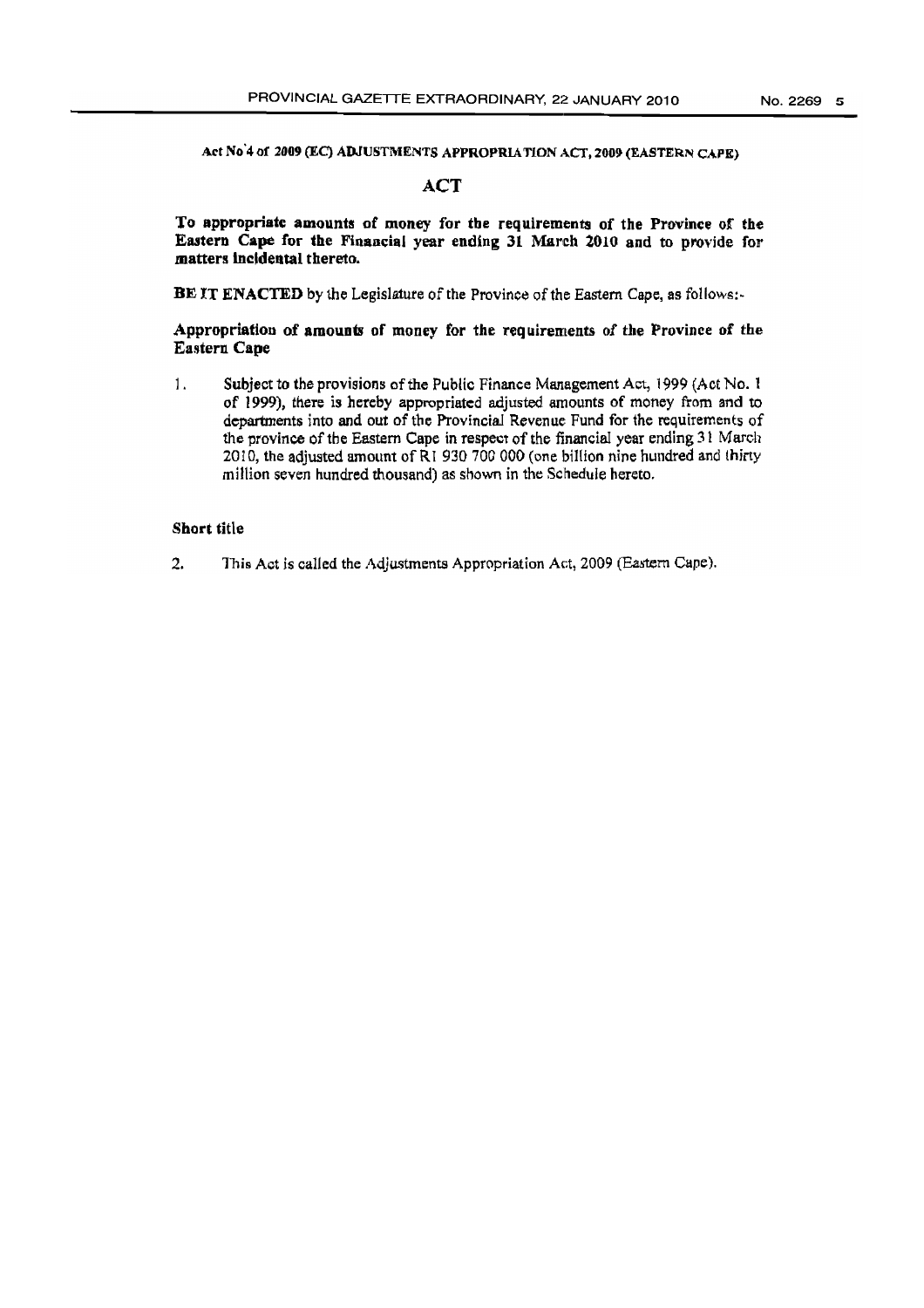Act No 4 of 2009 (EC) ADJUSTMENTS APPROPRIATION ACT, 2009 (EASTERN CAPE)

# ACT

**To appropriate amounts of money for the requirements of the Province of the Eastern Cape for the Financial year ending 31 March 2010 and to provide for matters incidental thereto.**

**BE IT ENACTED** by the Legislature of the Province of the Eastern Cape, as follows:-

**Appropriation of amounts of money for the requirements of the Province of the Eastern Cape**

1. Subject to the provisions of the Public Finance Management Act, 1999 (Act No. 1 of 1999), there is hereby appropriated adjusted amounts of money from and to departments into and out of the Provincial Revenue Fund for the requirements of the province of the Eastern Cape in respect of the financial year ending 31 March 2010, the adjusted amount of R1 930 700 000 (one billion nine hundred and thirty million seven hundred thousand) as shown in the Schedule hereto.

**Short title**

2. This Act is called the Adjustments Appropriation Act, 2009 (Eastern Cape).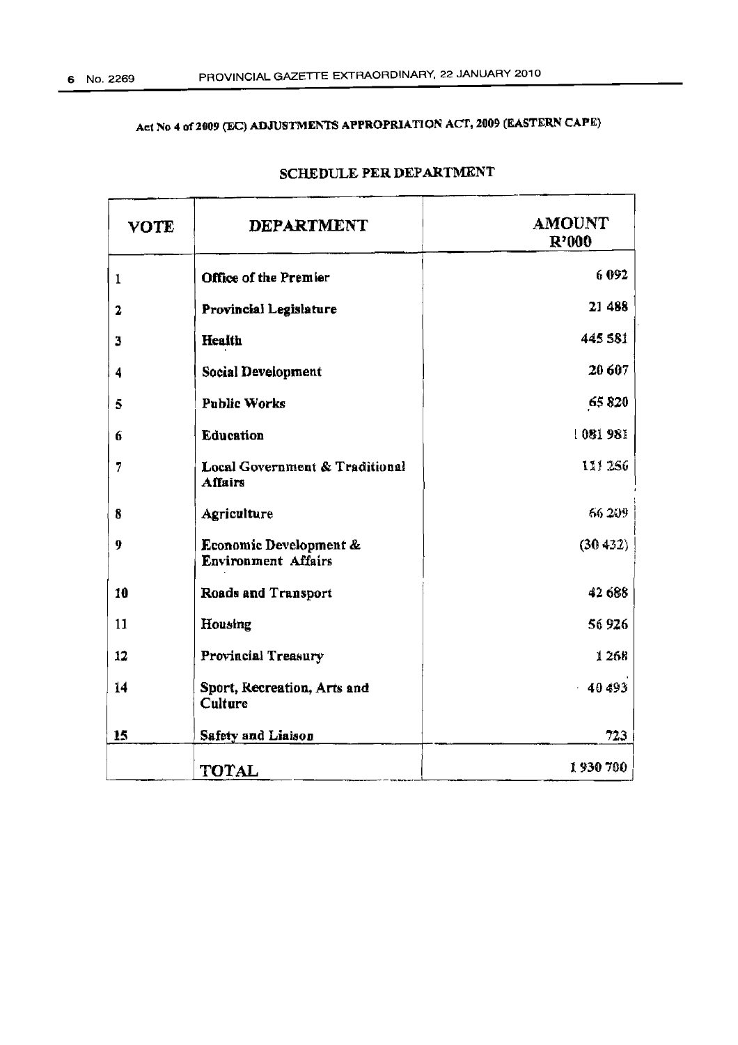Act No 4 of 2009 (EC) ADJUSTMENTS APPROPRIATION ACT, 2009 (EASTERN CAPE)

## SCHEDULE PER DEPARTMENT

| VOTE | DEPARTMENT | AMOUNT R'000 |
|---|---|---|
| 1 | **Office of the Premier** | 6 092 |
| 2 | **Provincial Legislature** | 21 488 |
| 3 | **Health** | 445 581 |
| 4 | **Social Development** | 20 607 |
| 5 | **Public Works** | 65 820 |
| 6 | **Education** | 1 081 981 |
| 7 | **Local Government & Traditional Affairs** | 111 256 |
| 8 | **Agriculture** | 66 209 |
| 9 | **Economic Development & Environment Affairs** | (30 432) |
| 10 | **Roads and Transport** | 42 688 |
| 11 | **Housing** | 56 926 |
| 12 | **Provincial Treasury** | 1 268 |
| 14 | **Sport, Recreation, Arts and Culture** | 40 493 |
| 15 | **Safety and Liaison** | 723 |
| | **TOTAL** | 1 930 700 |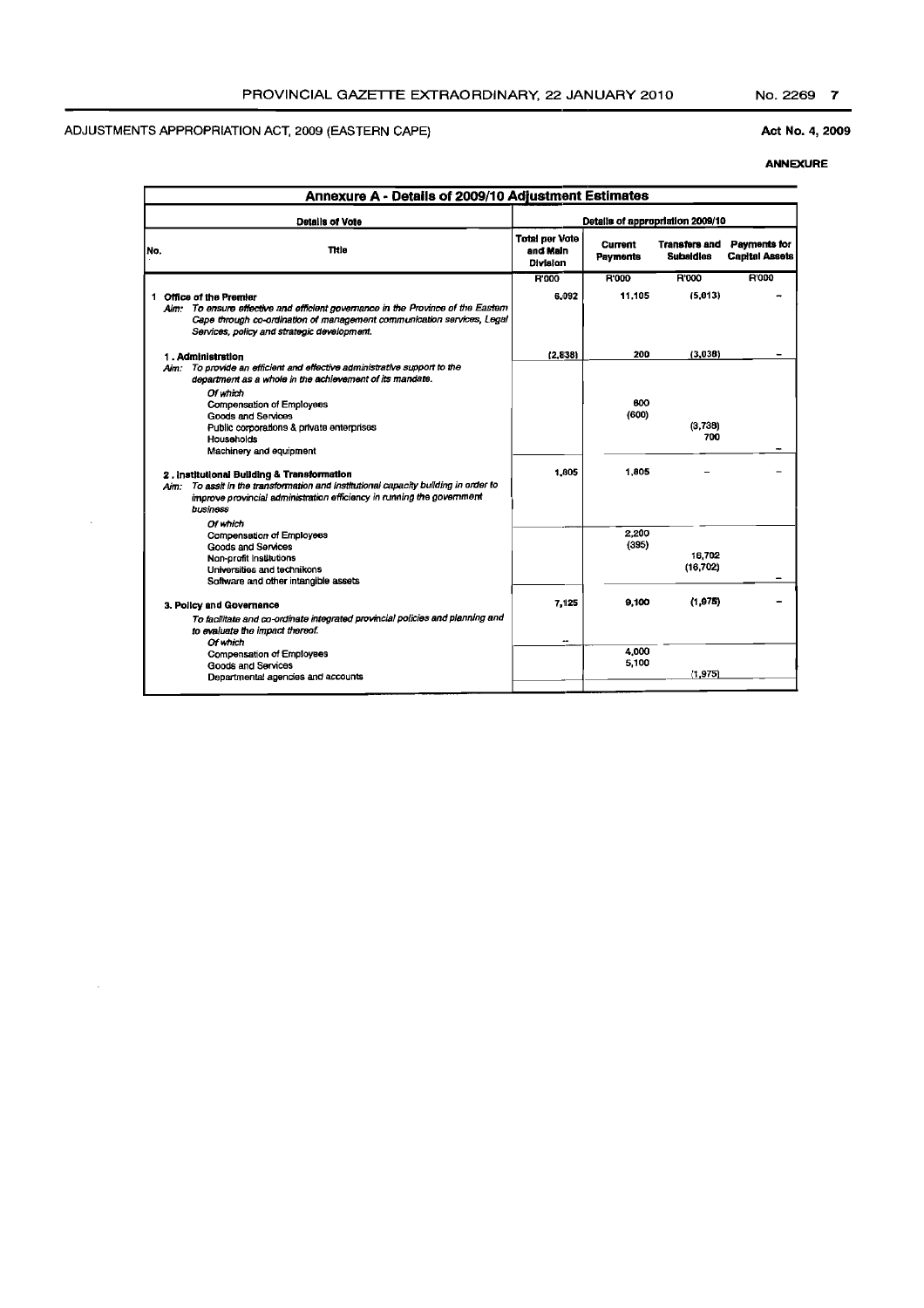ADJUSTMENTS APPROPRIATION ACT, 2009 (EASTERN CAPE)

Act No. 4, 2009

**ANNEXURE**

| Annexure A - Details of 2009/10 Adjustment Estimates | | | | | |
|---|---|---|---|---|---|
| **Details of Vote** | | **Details of appropriation 2009/10** | | | |
| **No.** | **Title** | **Total per Vote and Main Division** | **Current Payments** | **Transfers and Subsidies** | **Payments for Capital Assets** |
| | | R'000 | R'000 | R'000 | R'000 |
| 1 | **Office of the Premier** <br> *Aim: To ensure effective and efficient governance in the Province of the Eastern Cape through co-ordination of management communication services, Legal Services, policy and strategic development.* | 6,092 | 11,105 | (5,013) | – |
| | **1 . Administration** <br> *Aim: To provide an efficient and effective administrative support to the department as a whole in the achievement of its mandate.* | (2,838) | 200 | (3,038) | – |
| | *Of which* | | | | |
| | Compensation of Employees | | 800 | | |
| | Goods and Services | | (600) | | |
| | Public corporations & private enterprises | | | (3,738) | |
| | Households | | | 700 | |
| | Machinery and equipment | | | | – |
| | **2 . Institutional Building & Transformation** <br> *Aim: To assit in the transformation and institutional capacity building in order to improve provincial administration efficiancy in running the government business* | 1,805 | 1,805 | – | – |
| | *Of which* | | | | |
| | Compensation of Employees | | 2,200 | | |
| | Goods and Services | | (395) | | |
| | Non-profit institutions | | | 16,702 | |
| | Universities and technikons | | | (16,702) | |
| | Software and other intangible assets | | | | – |
| | **3. Policy and Governance** <br> *To facilitate and co-ordinate integrated provincial policies and planning and to evaluate the impact thereof.* | 7,125 | 9,100 | (1,975) | – |
| | *Of which* | – | | | |
| | Compensation of Employees | | 4,000 | | |
| | Goods and Services | | 5,100 | | |
| | Departmental agencies and accounts | | | (1,975) | |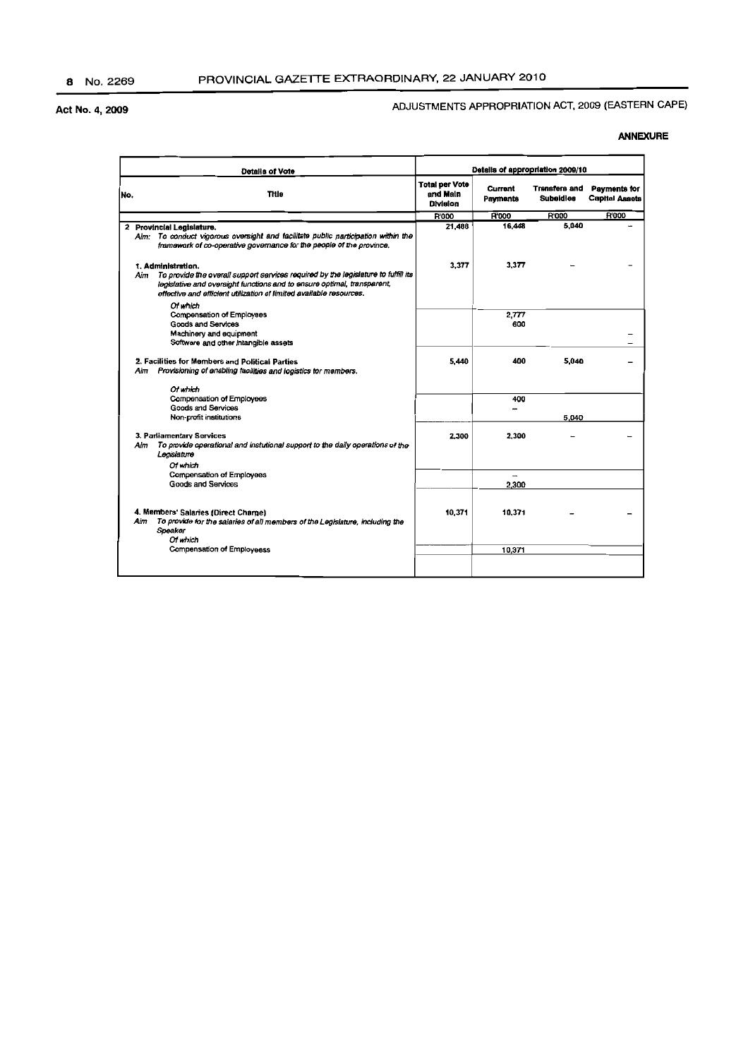Act No. 4, 2009

ADJUSTMENTS APPROPRIATION ACT, 2009 (EASTERN CAPE)

**ANNEXURE**

| Details of Vote | | Details of appropriation 2009/10 | | | |
|---|---|---|---|---|---|
| No. | Title | Total per Vote and Main Division | Current Payments | Transfers and Subsidies | Payments for Capital Assets |
| | | R'000 | R'000 | R'000 | R'000 |
| 2 | **Provincial Legislature.**<br>*Aim: To conduct vigorous oversight and facilitate public participation within the framework of co-operative governance for the people of the province.* | 21,488 | 16,448 | 5,040 | – |
| | **1. Administration.**<br>Aim *To provide the overall support services required by the legislature to fulfill its legislative and oversight functions and to ensure optimal, transparent, effective and efficient utilization of limited available resources.* | 3,377 | 3,377 | – | – |
| | *Of which* | | | | |
| | Compensation of Employees | | 2,777 | | |
| | Goods and Services | | 600 | | |
| | Machinery and equipment | | | | – |
| | Software and other intangible assets | | | | – |
| | **2. Facilities for Members and Political Parties**<br>Aim *Provisioning of enabling facilities and logistics for members.* | 5,440 | 400 | 5,040 | – |
| | *Of which* | | | | |
| | Compensation of Employees | | 400 | | |
| | Goods and Services | | – | | |
| | Non-profit institutions | | | 5,040 | |
| | **3. Parliamentary Services**<br>Aim *To provide operational and instutional support to the daily operations of the Legislature* | 2,300 | 2,300 | – | – |
| | *Of which* | | | | |
| | Compensation of Employees | | – | | |
| | Goods and Services | | 2,300 | | |
| | **4. Members' Salaries (Direct Charge)**<br>Aim *To provide for the salaries of all members of the Legislature, including the Speaker* | 10,371 | 10,371 | – | – |
| | *Of which* | | | | |
| | Compensation of Employeess | | 10,371 | | |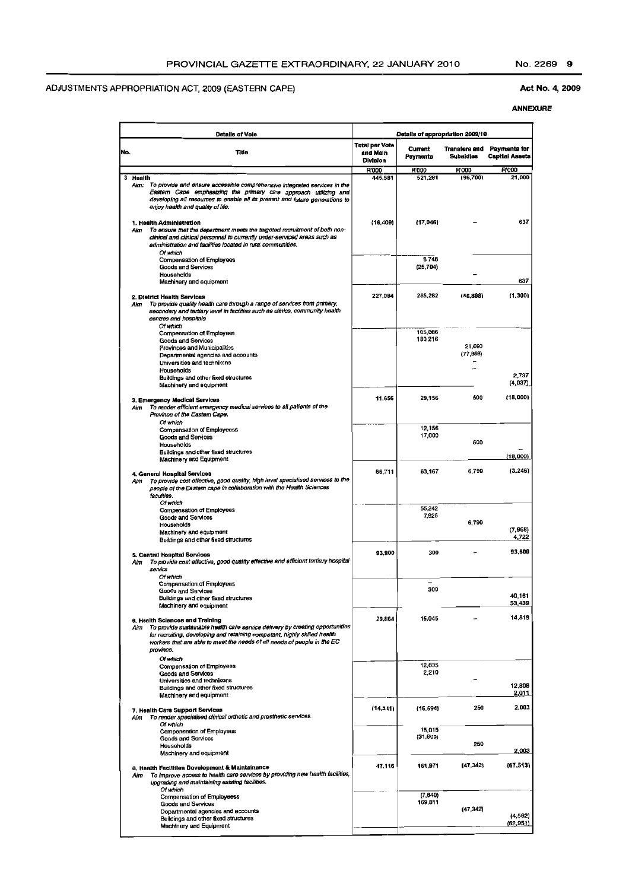ADJUSTMENTS APPROPRIATION ACT, 2009 (EASTERN CAPE)

Act No. 4, 2009

**ANNEXURE**

| Details of Vote | | Details of appropriation 2009/10 | | | |
|---|---|---|---|---|---|
| No. | Title | Total per Vote and Main Division | Current Payments | Transfers and Subsidies | Payments for Capital Assets |
| | | R'000 | R'000 | R'000 | R'000 |
| 3 | **Health**<br>*Aim: To provide and ensure accessible comprehensive integrated services in the Eastern Cape emphasizing the primary care approach utilizing and developing all resources to enable all its present and future generations to enjoy health and quality of life.* | 445,581 | 521,281 | (96,700) | 21,000 |
| | **1. Health Administration**<br>*Aim To ensure that the department meets the targeted recruitment of both non-clinical and clinical personnel to currently under-serviced areas such as administration and facilities located in rural communities.* | (16,409) | (17,046) | – | 637 |
| | *Of which* | | | | |
| | Compensation of Employees | | 8 748 | | |
| | Goods and Services | | (25,794) | | |
| | Households | | | – | |
| | Machinery and equipment | | | | 637 |
| | **2. District Health Services**<br>*Aim To provide quality health care through a range of services from primary, secondary and tertiary level in facilities such as clinics, community health centres and hospitals* | 227,084 | 285,282 | (56,898) | (1,300) |
| | *Of which* | | | | |
| | Compensation of Employees | | 105,066 | | |
| | Goods and Services | | 180 216 | | |
| | Provinces and Municipalities | | | 21,000 | |
| | Departmental agencies and accounts | | | (77,898) | |
| | Universities and technikons | | | – | |
| | Households | | | – | |
| | Buildings and other fixed structures | | | | 2,737 |
| | Machinery and equipment | | | | (4,037) |
| | **3. Emergency Medical Services**<br>*Aim To render efficient emergency medical services to all patients of the Province of the Eastern Cape.* | 11,656 | 29,156 | 500 | (18,000) |
| | *Of which* | | | | |
| | Compensation of Employeess | | 12,156 | | |
| | Goods and Services | | 17,000 | | |
| | Households | | | 500 | |
| | Buildings and other fixed structures | | | | – |
| | Machinery and Equipment | | | | (18,000) |
| | **4. General Hospital Services**<br>*Aim To provide cost effective, good quality, high level specialised services to the people of the Eastern cape in collaboration with the Health Sciences faculties.* | 66,711 | 63,167 | 6,790 | (3,246) |
| | *Of which* | | | | |
| | Compensation of Employees | | 55,242 | | |
| | Goods and Services | | 7,925 | | |
| | Households | | | 6,790 | |
| | Machinery and equipment | | | | (7,968) |
| | Buildings and other fixed structures | | | | 4,722 |
| | **5. Central Hospital Services**<br>*Aim To provide cost effective, good quality effective and efficient tertiary hospital servics* | 93,900 | 300 | – | 93,600 |
| | *Of which* | | | | |
| | Compensation of Employees | | – | | |
| | Goods and Services | | 300 | | |
| | Buildings and other fixed structures | | | | 40,161 |
| | Machinery and equipment | | | | 53,439 |
| | **6. Health Sciences and Training**<br>*Aim To provide sustainable health care service delivery by creating opportunities for recruiting, developing and retaining competant, highly skilled health workers that are able to meet the needs of all needs of people in the EC province.* | 29,864 | 15,045 | – | 14,819 |
| | *Of which* | | | | |
| | Compensation of Employees | | 12,835 | | |
| | Goods and Services | | 2,210 | | |
| | Universities and technikons | | | – | |
| | Buildings and other fixed structures | | | | 12,808 |
| | Machinery and equipment | | | | 2,011 |
| | **7. Health Care Support Services**<br>*Aim To render specialised clinical orthotic and prosthetic services.* | (14,341) | (16,594) | 250 | 2,003 |
| | *Of which* | | | | |
| | Compensation of Employees | | 15,015 | | |
| | Goods and Services | | (31,609) | | |
| | Households | | | 250 | |
| | Machinery and equipment | | | | 2,003 |
| | **8. Health Facilities Development & Maintainance**<br>*Aim To improve access to health care services by providing new health facilities, upgrading and maintaining existing facilities.* | 47,116 | 161,971 | (47,342) | (67,513) |
| | *Of which* | | | | |
| | Compensation of Employeess | | (7,840) | | |
| | Goods and Services | | 169,811 | | |
| | Departmental agencies and accounts | | | (47,342) | |
| | Buildings and other fixed structures | | | | (4,562) |
| | Machinery and Equipment | | | | (62,951) |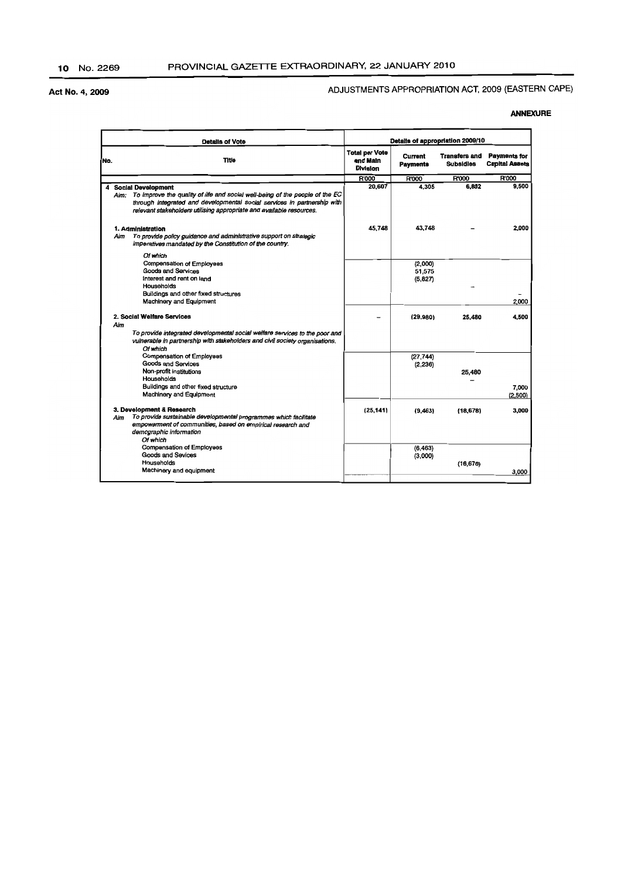**Act No. 4, 2009**

ADJUSTMENTS APPROPRIATION ACT, 2009 (EASTERN CAPE)

**ANNEXURE**

| Details of Vote | | Details of appropriation 2009/10 | | | |
|---|---|---|---|---|---|
| No. | Title | Total per Vote and Main Division | Current Payments | Transfers and Subsidies | Payments for Capital Assets |
| | | R'000 | R'000 | R'000 | R'000 |
| 4 | **Social Development**<br>*Aim: To improve the quality of life and social well-being of the people of the EC through integrated and developmental social services in partnership with relevant stakeholders utilising appropriate and available resources.* | 20,607 | 4,305 | 6,802 | 9,500 |
| | **1. Administration**<br>*Aim To provide policy guidance and administrative support on strategic imperatives mandated by the Constitution of the country.* | 45,748 | 43,748 | – | 2,000 |
| | *Of which* | | | | |
| | Compensation of Employees | | (2,000) | | |
| | Goods and Services | | 51,575 | | |
| | Interest and rent on land | | (5,827) | | |
| | Households | | | – | |
| | Buildings and other fixed structures | | | | – |
| | Machinery and Equipment | | | | 2,000 |
| | **2. Social Welfare Services**<br>*Aim*<br>*To provide integrated developmental social welfare services to the poor and vulnerable in partnership with stakeholders and civil society organisations.* | – | (29,980) | 25,480 | 4,500 |
| | *Of which* | | | | |
| | Compensation of Employees | | (27,744) | | |
| | Goods and Services | | (2,236) | | |
| | Non-profit institutions | | | 25,480 | |
| | Households | | | – | |
| | Buildings and other fixed structure | | | | 7,000 |
| | Machinery and Equipment | | | | (2,500) |
| | **3. Development & Research**<br>*Aim To provide sustainable developmental programmes which facilitate empowerment of communities, based on empirical research and demographic information* | (25,141) | (9,463) | (18,678) | 3,000 |
| | *Of which* | | | | |
| | Compensation of Employees | | (6,463) | | |
| | Goods and Sevices | | (3,000) | | |
| | Households | | | (18,678) | |
| | Machinery and equipment | | | | 3,000 |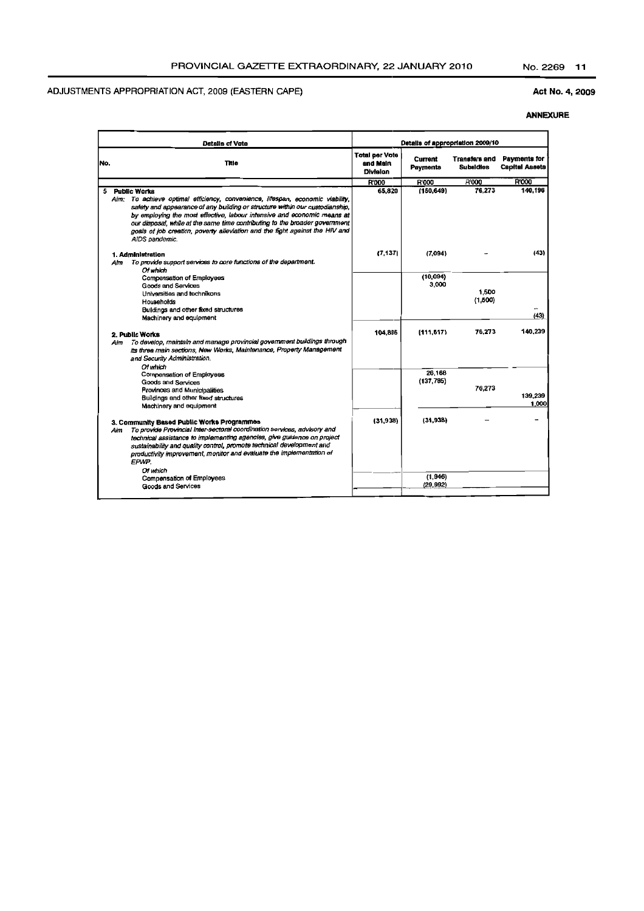ADJUSTMENTS APPROPRIATION ACT, 2009 (EASTERN CAPE)

**Act No. 4, 2009**

**ANNEXURE**

| Details of Vote | | Details of appropriation 2009/10 | | | |
|---|---|---|---|---|---|
| No. | Title | Total per Vote and Main Division | Current Payments | Transfers and Subsidies | Payments for Capital Assets |
| | | R'000 | R'000 | R'000 | R'000 |
| 5 | **Public Works**<br>*Aim: To achieve optimal efficiency, convenience, lifespan, economic viability, safety and appearance of any building or structure within our custodianship, by employing the most effective, labour intensive and economic means at our disposal, while at the same time contributing to the broader government goals of job creation, poverty alleviation and the fight against the HIV and AIDS pandemic.* | 65,820 | (150,649) | 76,273 | 140,196 |
| | **1. Administration**<br>*Aim To provide support services to core functions of the department.* | (7,137) | (7,094) | – | (43) |
| | *Of which* | | | | |
| | Compensation of Employees | | (10,094) | | |
| | Goods and Services | | 3,000 | | |
| | Universities and technikons | | | 1,500 | |
| | Households | | | (1,500) | |
| | Buildings and other fixed structures | | | | – |
| | Machinery and equipment | | | | (43) |
| | **2. Public Works**<br>*Aim To develop, maintain and manage provincial government buildings through its three main sections, New Works, Maintenance, Property Management and Security Administration.* | 104,895 | (111,617) | 76,273 | 140,239 |
| | *Of which* | | | | |
| | Compensation of Employees | | 26,168 | | |
| | Goods and Services | | (137,785) | | |
| | Provinces and Municipalities | | | 76,273 | |
| | Buildings and other fixed structures | | | | 139,239 |
| | Machinery and equipment | | | | 1,000 |
| | **3. Community Based Public Works Programmes**<br>*Aim To provide Provincial Inter-sectoral coordination services, advisory and technical assistance to implementing agencies, give guidance on project sustainability and quality control, promote technical development and productivity improvement, monitor and evaluate the implementation of EPWP.* | (31,938) | (31,938) | – | – |
| | *Of which* | | | | |
| | Compensation of Employees | | (1,946) | | |
| | Goods and Services | | (29,992) | | |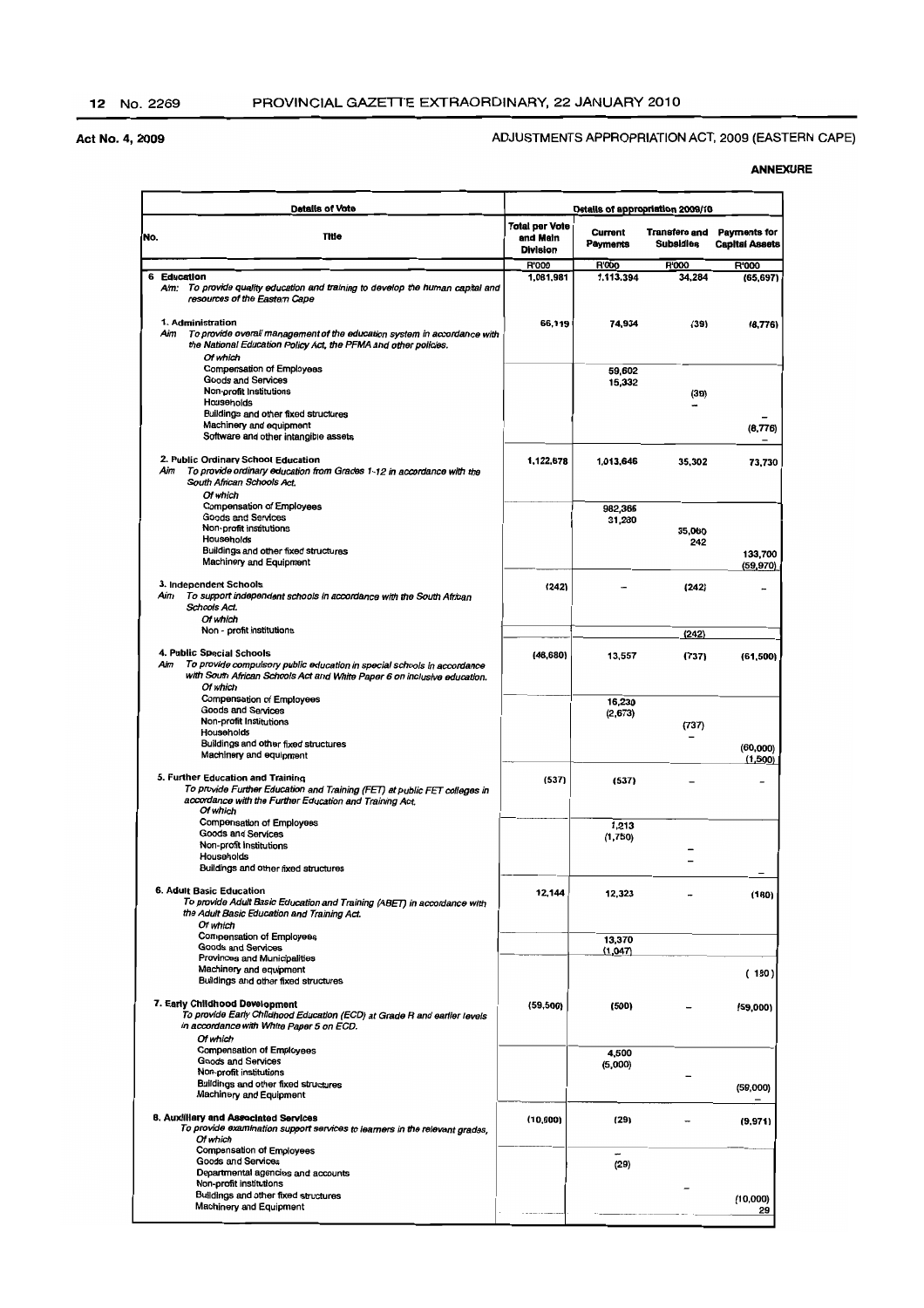Act No. 4, 2009

ADJUSTMENTS APPROPRIATION ACT, 2009 (EASTERN CAPE)

**ANNEXURE**

| Details of Vote | | Details of appropriation 2009/10 | | | |
|---|---|---|---|---|---|
| No. | Title | Total per Vote and Main Division | Current Payments | Transfers and Subsidies | Payments for Capital Assets |
| | | R'000 | R'000 | R'000 | R'000 |
| 6 | **Education** | 1,081,981 | 1,113,394 | 34,284 | (65,697) |
| | *Aim: To provide quality education and training to develop the human capital and resources of the Eastern Cape* | | | | |
| | 1. Administration | 66,119 | 74,934 | (39) | (8,776) |
| | *Aim To provide overall management of the education system in accordance with the National Education Policy Act, the PFMA and other policies.* | | | | |
| | *Of which* | | | | |
| | Compensation of Employees | | 59,602 | | |
| | Goods and Services | | 15,332 | | |
| | Non-profit Institutions | | | (39) | |
| | Households | | | – | |
| | Buildings and other fixed structures | | | | – |
| | Machinery and equipment | | | | (8,776) |
| | Software and other intangible assets | | | | – |
| | 2. Public Ordinary School Education | 1,122,678 | 1,013,646 | 35,302 | 73,730 |
| | *Aim To provide ordinary education from Grades 1-12 in accordance with the South African Schools Act.* | | | | |
| | *Of which* | | | | |
| | Compensation of Employees | | 982,366 | | |
| | Goods and Services | | 31,280 | | |
| | Non-profit institutions | | | 35,060 | |
| | Households | | | 242 | |
| | Buildings and other fixed structures | | | | 133,700 |
| | Machinery and Equipment | | | | (59,970) |
| | 3. Independent Schools | (242) | – | (242) | – |
| | *Aim To support independent schools in accordance with the South African Schools Act.* | | | | |
| | *Of which* | | | | |
| | Non - profit institutions | | | (242) | |
| | 4. Public Special Schools | (48,680) | 13,557 | (737) | (61,500) |
| | *Aim To provide compulsory public education in special schools in accordance with South African Schools Act and White Paper 6 on inclusive education.* | | | | |
| | *Of which* | | | | |
| | Compensation of Employees | | 16,230 | | |
| | Goods and Services | | (2,673) | | |
| | Non-profit Institutions | | | (737) | |
| | Households | | | – | |
| | Buildings and other fixed structures | | | | (60,000) |
| | Machinery and equipment | | | | (1,500) |
| | 5. Further Education and Training | (537) | (537) | – | – |
| | *To provide Further Education and Training (FET) at public FET colleges in accordance with the Further Education and Training Act.* | | | | |
| | *Of which* | | | | |
| | Compensation of Employees | | 1,213 | | |
| | Goods and Services | | (1,750) | | |
| | Non-profit Institutions | | | – | |
| | Households | | | – | |
| | Buildings and other fixed structures | | | | – |
| | 6. Adult Basic Education | 12,144 | 12,323 | – | (180) |
| | *To provide Adult Basic Education and Training (ABET) in accordance with the Adult Basic Education and Training Act.* | | | | |
| | *Of which* | | | | |
| | Compensation of Employees | | 13,370 | | |
| | Goods and Services | | (1,047) | | |
| | Provinces and Municipalities | | | | |
| | Machinery and equipment | | | | (180) |
| | Buildings and other fixed structures | | | | |
| | 7. Early Childhood Development | (59,500) | (500) | – | (59,000) |
| | *To provide Early Childhood Education (ECD) at Grade R and earlier levels in accordance with White Paper 5 on ECD.* | | | | |
| | *Of which* | | | | |
| | Compensation of Employees | | 4,500 | | |
| | Goods and Services | | (5,000) | | |
| | Non-profit institutions | | | – | |
| | Buildings and other fixed structures | | | | (59,000) |
| | Machinery and Equipment | | | | – |
| | 8. Auxiliary and Associated Services | (10,000) | (29) | – | (9,971) |
| | *To provide examination support services to learners in the relevant grades,* | | | | |
| | *Of which* | | | | |
| | Compensation of Employees | | – | | |
| | Goods and Services | | (29) | | |
| | Departmental agencies and accounts | | | | |
| | Non-profit institutions | | | – | |
| | Buildings and other fixed structures | | | | (10,000) |
| | Machinery and Equipment | | | | 29 |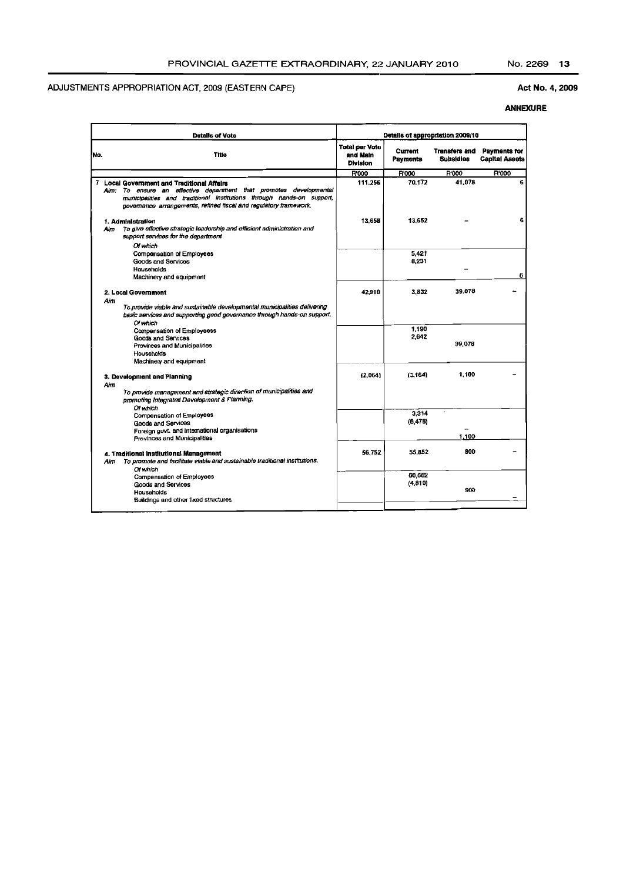ADJUSTMENTS APPROPRIATION ACT, 2009 (EASTERN CAPE)

Act No. 4, 2009

**ANNEXURE**

| Details of Vote | | Details of appropriation 2009/10 | | | |
|---|---|---|---|---|---|
| No. | Title | Total per Vote and Main Division | Current Payments | Transfers and Subsidies | Payments for Capital Assets |
| | | R'000 | R'000 | R'000 | R'000 |
| 7 | **Local Government and Traditional Affairs**<br>*Aim: To ensure an effective department that promotes developmental municipalities and traditional institutions through hands-on support, governance arrangements, refined fiscal and regulatory framework.* | 111,256 | 70,172 | 41,078 | 6 |
| | **1. Administration**<br>*Aim To give effective strategic leadership and efficient administration and support services for the department* | 13,658 | 13,652 | – | 6 |
| | *Of which* | | | | |
| | Compensation of Employees | | 5,421 | | |
| | Goods and Services | | 8,231 | | |
| | Households | | | – | |
| | Machinery and equipment | | | | 6 |
| | **2. Local Government**<br>*Aim*<br>*To provide viable and sustainable developmental municipalities delivering basic services and supporting good governance through hands-on support.* | 42,910 | 3,832 | 39,078 | – |
| | *Of which* | | | | |
| | Compensation of Employeess | | 1,190 | | |
| | Goods and Services | | 2,642 | | |
| | Provinces and Municipalities | | | 39,078 | |
| | Households | | | | |
| | Machinery and equipment | | | | |
| | **3. Development and Planning**<br>*Aim*<br>*To provide management and strategic direction of municipalities and promoting Integrated Development & Planning.* | (2,064) | (3,164) | 1,100 | – |
| | *Of which* | | | | |
| | Compensation of Employees | | 3,314 | | |
| | Goods and Services | | (6,478) | | |
| | Foreign govt. and international organisations | | | – | |
| | Provinces and Municipalities | | | 1,100 | |
| | **4. Traditional Institutional Management**<br>*Aim To promote and facilitate viable and sustainable traditional institutions.* | 56,752 | 55,852 | 900 | – |
| | *Of which* | | | | |
| | Compensation of Employees | | 60,662 | | |
| | Goods and Services | | (4,810) | | |
| | Households | | | 900 | |
| | Buildings and other fixed structures | | | | – |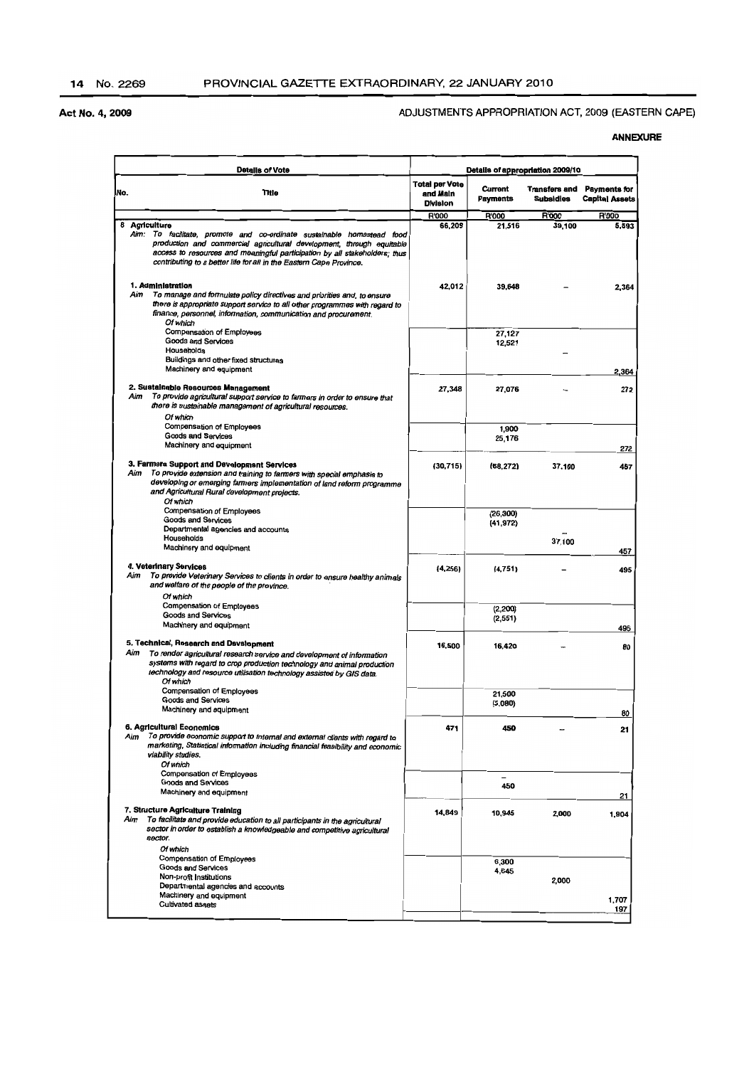Act No. 4, 2009

ADJUSTMENTS APPROPRIATION ACT, 2009 (EASTERN CAPE)

**ANNEXURE**

| Details of Vote | | Details of appropriation 2009/10 | | | |
|---|---|---|---|---|---|
| No. | Title | Total per Vote and Main Division | Current Payments | Transfers and Subsidies | Payments for Capital Assets |
| | | R'000 | R'000 | R'000 | R'000 |
| 8 | **Agriculture**<br>*Aim: To facilitate, promote and co-ordinate sustainable homestead food production and commercial agricultural development, through equitable access to resources and meaningful participation by all stakeholders; thus contributing to a better life for all in the Eastern Cape Province.* | 66,209 | 21,516 | 39,100 | 5,593 |
| | **1. Administration**<br>*Aim To manage and formulate policy directives and priorities and, to ensure there is appropriate support service to all other programmes with regard to finance, personnel, information, communication and procurement.* | 42,012 | 39,648 | – | 2,364 |
| | *Of which* | | | | |
| | Compensation of Employees | | 27,127 | | |
| | Goods and Services | | 12,521 | | |
| | Households | | | – | |
| | Buildings and other fixed structures | | | | |
| | Machinery and equipment | | | | 2,364 |
| | **2. Sustainable Resources Management**<br>*Aim To provide agricultural support service to farmers in order to ensure that there is sustainable management of agricultural resources.* | 27,348 | 27,076 | – | 272 |
| | *Of which* | | | | |
| | Compensation of Employees | | 1,900 | | |
| | Goods and Services | | 25,176 | | |
| | Machinery and equipment | | | | 272 |
| | **3. Farmers Support and Development Services**<br>*Aim To provide extension and training to farmers with special emphasis to developing or emerging farmers implementation of land reform programme and Agricultural Rural development projects.* | (30,715) | (68,272) | 37,100 | 457 |
| | *Of which* | | | | |
| | Compensation of Employees | | (26,300) | | |
| | Goods and Services | | (41,972) | | |
| | Departmental agencies and accounts | | | – | |
| | Households | | | 37,100 | |
| | Machinery and equipment | | | | 457 |
| | **4. Veterinary Services**<br>*Aim To provide Veterinary Services to clients in order to ensure healthy animals and welfare of the people of the province.* | (4,256) | (4,751) | – | 495 |
| | *Of which* | | | | |
| | Compensation of Employees | | (2,200) | | |
| | Goods and Services | | (2,551) | | |
| | Machinery and equipment | | | | 495 |
| | **5. Technical, Research and Development**<br>*Aim To render agricultural research service and development of information systems with regard to crop production technology and animal production technology and resource utilisation technology assisted by GIS data.* | 16,500 | 16,420 | – | 80 |
| | *Of which* | | | | |
| | Compensation of Employees | | 21,500 | | |
| | Goods and Services | | (5,080) | | |
| | Machinery and equipment | | | | 80 |
| | **6. Agricultural Economics**<br>*Aim To provide economic support to internal and external clients with regard to marketing, Statistical information including financial feasibility and economic viability studies.* | 471 | 450 | – | 21 |
| | *Of which* | | | | |
| | Compensation of Employees | | – | | |
| | Goods and Services | | 450 | | |
| | Machinery and equipment | | | | 21 |
| | **7. Structure Agriculture Training**<br>*Aim To facilitate and provide education to all participants in the agricultural sector in order to establish a knowledgeable and competitive agricultural sector.* | 14,849 | 10,945 | 2,000 | 1,904 |
| | *Of which* | | | | |
| | Compensation of Employees | | 6,300 | | |
| | Goods and Services | | 4,645 | | |
| | Non-profit Institutions | | | 2,000 | |
| | Departmental agencies and accounts | | | | |
| | Machinery and equipment | | | | 1,707 |
| | Cultivated assets | | | | 197 |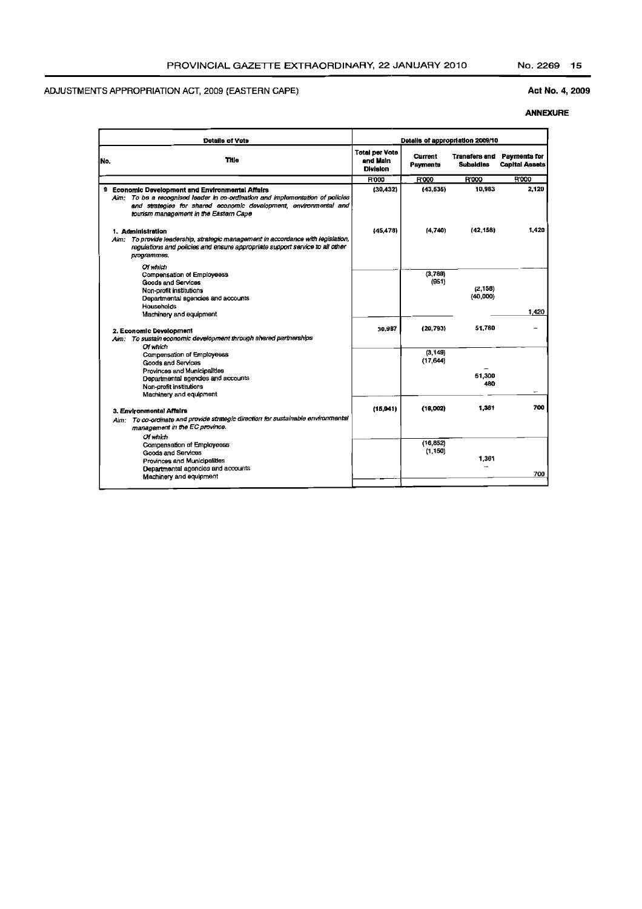ADJUSTMENTS APPROPRIATION ACT, 2009 (EASTERN CAPE)

**Act No. 4, 2009**

**ANNEXURE**

| Details of Vote | | Details of appropriation 2009/10 | | | |
|---|---|---|---|---|---|
| **No.** | **Title** | **Total per Vote and Main Division** | **Current Payments** | **Transfers and Subsidies** | **Payments for Capital Assets** |
| | | R'000 | R'000 | R'000 | R'000 |
| 9 | **Economic Development and Environmental Affairs** <br> *Aim: To be a recognised leader in co-ordination and implementation of policies and strategies for shared economic development, environmental and tourism management in the Eastern Cape* | (30,432) | (43,535) | 10,983 | 2,120 |
| | **1. Administration** <br> *Aim: To provide leadership, strategic management in accordance with legislation, regulations and policies and ensure appropriate support service to all other programmes.* | (45,478) | (4,740) | (42,158) | 1,420 |
| | *Of which* | | | | |
| | Compensation of Employeess | | (3,789) | | |
| | Goods and Services | | (951) | | |
| | Non-profit institutions | | | (2,158) | |
| | Departmental agencies and accounts | | | (40,000) | |
| | Households | | | | |
| | Machinery and equipment | | | | 1,420 |
| | **2. Economic Development** <br> *Aim: To sustain economic development through shared partnerships* | 30,987 | (20,793) | 51,780 | – |
| | *Of which* | | | | |
| | Compensation of Employeess | | (3,149) | | |
| | Goods and Services | | (17,644) | | |
| | Provinces and Municipalities | | | – | |
| | Departmental agencies and accounts | | | 51,300 | |
| | Non-profit institutions | | | 480 | |
| | Machinery and equipment | | | | – |
| | **3. Environmental Affairs** <br> *Aim: To co-ordinate and provide strategic direction for sustainable environmental management in the EC province.* | (15,941) | (18,002) | 1,361 | 700 |
| | *Of which* | | | | |
| | Compensation of Employeess | | (16,852) | | |
| | Goods and Services | | (1,150) | | |
| | Provinces and Municipalities | | | 1,361 | |
| | Departmental agencies and accounts | | | – | |
| | Machinery and equipment | | | | 700 |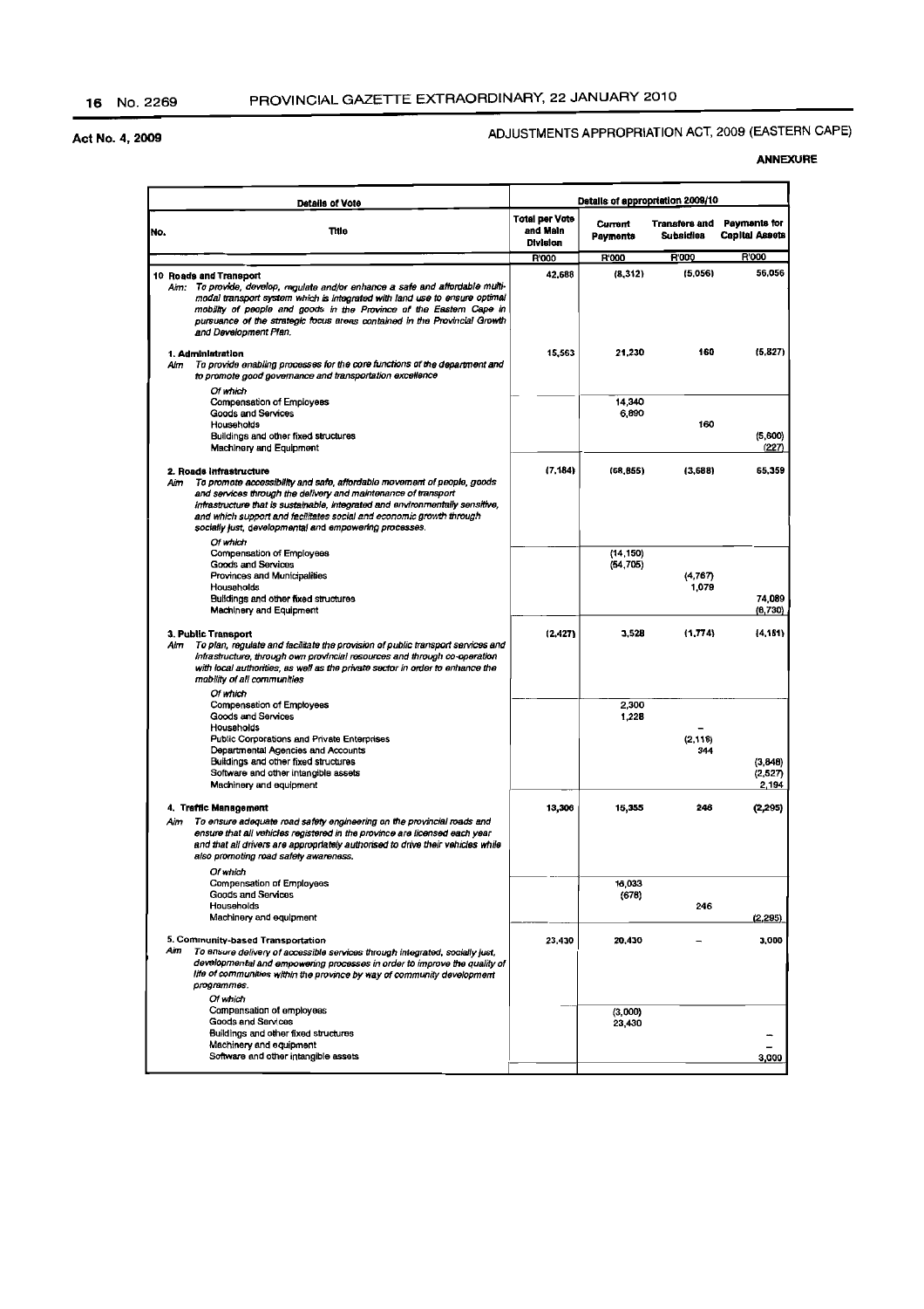Act No. 4, 2009

ADJUSTMENTS APPROPRIATION ACT, 2009 (EASTERN CAPE)

**ANNEXURE**

| Details of Vote | | Details of appropriation 2009/10 | | | |
|---|---|---|---|---|---|
| No. | Title | Total per Vote and Main Division | Current Payments | Transfers and Subsidies | Payments for Capital Assets |
| | | R'000 | R'000 | R'000 | R'000 |
| 10 | **Roads and Transport**<br>*Aim: To provide, develop, regulate and/or enhance a safe and affordable multi-modal transport system which is integrated with land use to ensure optimal mobility of people and goods in the Province of the Eastern Cape in pursuance of the strategic focus areas contained in the Provincial Growth and Development Plan.* | 42,688 | (8,312) | (5,056) | 56,056 |
| | **1. Administration**<br>*Aim To provide enabling processes for the core functions of the department and to promote good governance and transportation excellence* | 15,563 | 21,230 | 160 | (5,827) |
| | *Of which* | | | | |
| | Compensation of Employees | | 14,340 | | |
| | Goods and Services | | 6,890 | | |
| | Households | | | 160 | |
| | Buildings and other fixed structures | | | | (5,600) |
| | Machinery and Equipment | | | | (227) |
| | **2. Roads Infrastructure**<br>*Aim To promote accessibility and safe, affordable movement of people, goods and services through the delivery and maintenance of transport infrastructure that is sustainable, integrated and environmentally sensitive, and which support and facilitates social and economic growth through socially just, developmental and empowering processes.* | (7,184) | (68,855) | (3,688) | 65,359 |
| | *Of which* | | | | |
| | Compensation of Employees | | (14,150) | | |
| | Goods and Services | | (54,705) | | |
| | Provinces and Municipalities | | | (4,767) | |
| | Households | | | 1,079 | |
| | Buildings and other fixed structures | | | | 74,089 |
| | Machinery and Equipment | | | | (8,730) |
| | **3. Public Transport**<br>*Aim To plan, regulate and facilitate the provision of public transport services and infrastructure, through own provincial resources and through co-operation with local authorities, as well as the private sector in order to enhance the mobility of all communities* | (2,427) | 3,528 | (1,774) | (4,181) |
| | *Of which* | | | | |
| | Compensation of Employees | | 2,300 | | |
| | Goods and Services | | 1,228 | | |
| | Households | | | – | |
| | Public Corporations and Private Enterprises | | | (2,118) | |
| | Departmental Agencies and Accounts | | | 344 | |
| | Buildings and other fixed structures | | | | (3,848) |
| | Software and other intangible assets | | | | (2,527) |
| | Machinery and equipment | | | | 2,194 |
| | **4. Traffic Management**<br>*Aim To ensure adequate road safety engineering on the provincial roads and ensure that all vehicles registered in the province are licensed each year and that all drivers are appropriately authorised to drive their vehicles while also promoting road safety awareness.* | 13,306 | 15,355 | 246 | (2,295) |
| | *Of which* | | | | |
| | Compensation of Employees | | 16,033 | | |
| | Goods and Services | | (678) | | |
| | Households | | | 246 | |
| | Machinery and equipment | | | | (2,295) |
| | **5. Community-based Transportation**<br>*Aim To ensure delivery of accessible services through integrated, socially just, developmental and empowering processes in order to improve the quality of life of communities within the province by way of community development programmes.* | 23,430 | 20,430 | – | 3,000 |
| | *Of which* | | | | |
| | Compensation of employees | | (3,000) | | |
| | Goods and Services | | 23,430 | | |
| | Buildings and other fixed structures | | | | – |
| | Machinery and equipment | | | | – |
| | Software and other intangible assets | | | | 3,000 |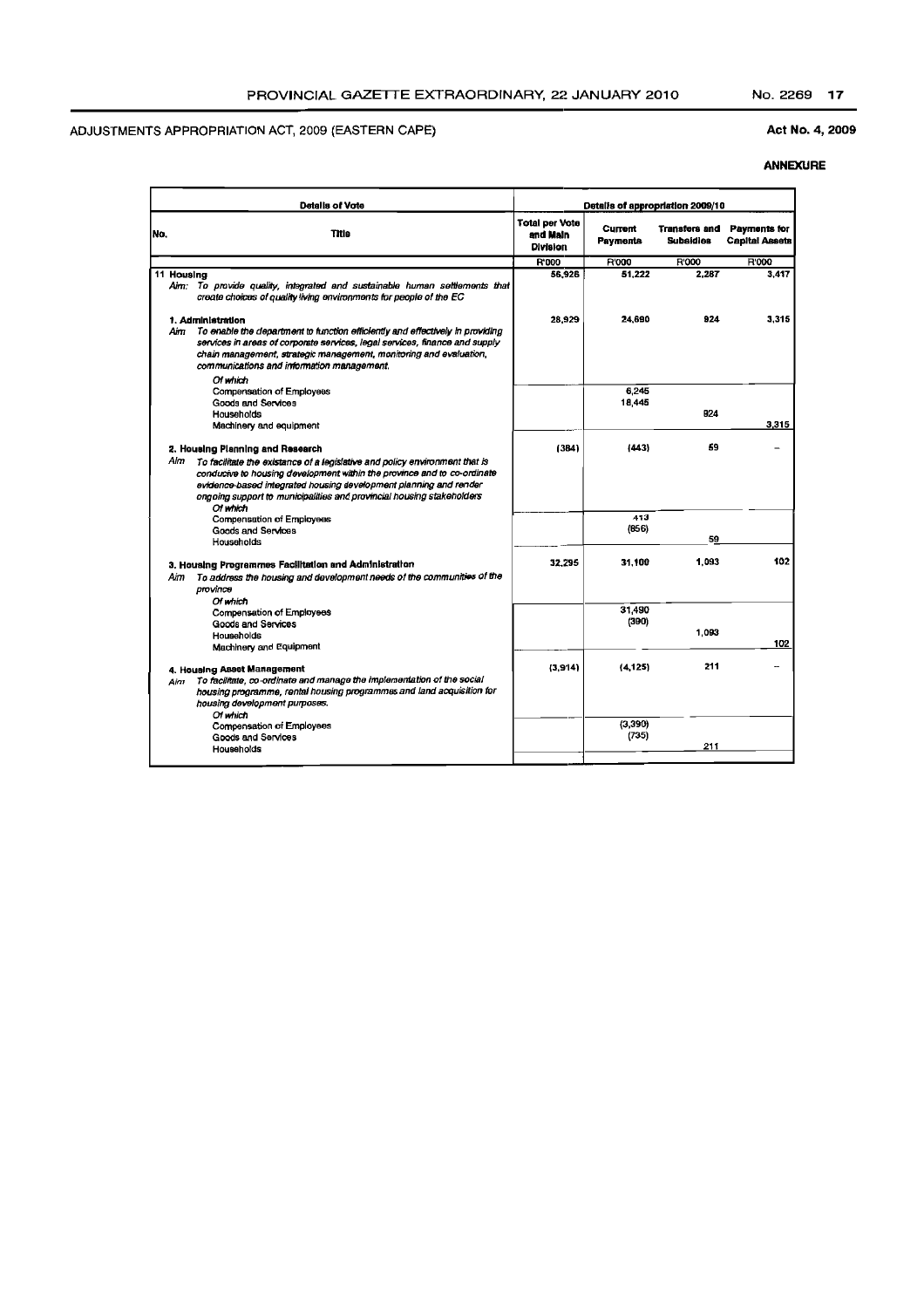ADJUSTMENTS APPROPRIATION ACT, 2009 (EASTERN CAPE)

Act No. 4, 2009

**ANNEXURE**

| Details of Vote | | Details of appropriation 2009/10 | | | |
|---|---|---|---|---|---|
| No. | Title | Total per Vote and Main Division | Current Payments | Transfers and Subsidies | Payments for Capital Assets |
| | | R'000 | R'000 | R'000 | R'000 |
| 11 | **Housing**<br>*Aim: To provide quality, integrated and sustainable human settlements that create choices of quality living environments for people of the EC* | 56,926 | 51,222 | 2,287 | 3,417 |
| | **1. Administration**<br>*Aim To enable the department to function efficiently and effectively in providing services in areas of corporate services, legal services, finance and supply chain management, strategic management, monitoring and evaluation, communications and information management.* | 28,929 | 24,690 | 924 | 3,315 |
| | *Of which* | | | | |
| | Compensation of Employees | | 6,245 | | |
| | Goods and Services | | 18,445 | | |
| | Households | | | 924 | |
| | Machinery and equipment | | | | 3,315 |
| | **2. Housing Planning and Research**<br>*Aim To facilitate the existance of a legislative and policy environment that is conducive to housing development within the province and to co-ordinate evidence-based integrated housing development planning and render ongoing support to municipalities and provincial housing stakeholders* | (384) | (443) | 59 | – |
| | *Of which* | | | | |
| | Compensation of Employees | | 413 | | |
| | Goods and Services | | (856) | | |
| | Households | | | 59 | |
| | **3. Housing Programmes Facilitation and Administration**<br>*Aim To address the housing and development needs of the communities of the province* | 32,295 | 31,100 | 1,093 | 102 |
| | *Of which* | | | | |
| | Compensation of Employees | | 31,490 | | |
| | Goods and Services | | (390) | | |
| | Households | | | 1,093 | |
| | Machinery and Equipment | | | | 102 |
| | **4. Housing Asset Management**<br>*Aim To facilitate, co-ordinate and manage the implementation of the social housing programme, rental housing programmes and land acquisition for housing development purposes.* | (3,914) | (4,125) | 211 | – |
| | *Of which* | | | | |
| | Compensation of Employees | | (3,390) | | |
| | Goods and Services | | (735) | | |
| | Households | | | 211 | |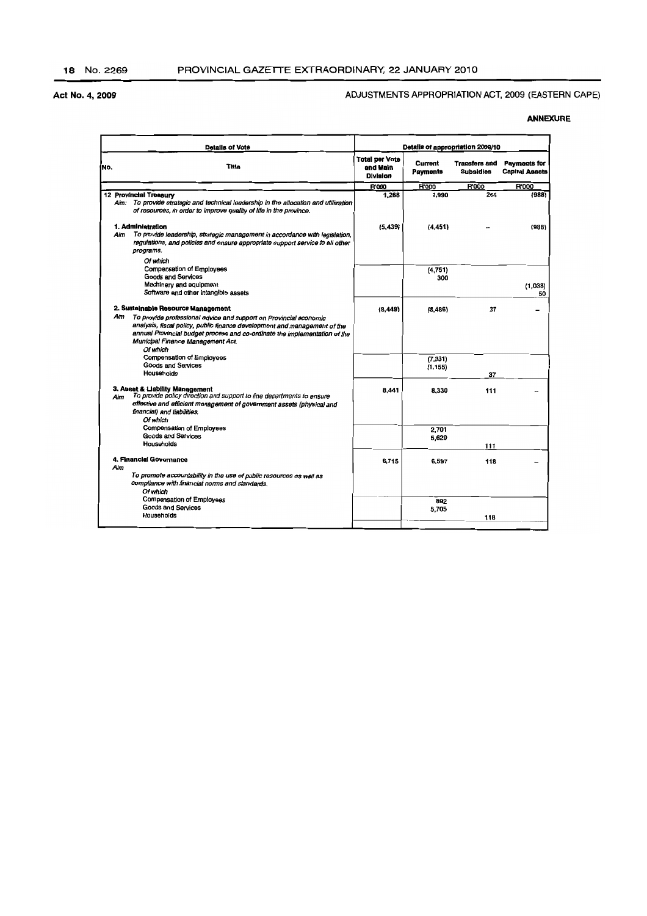Act No. 4, 2009

ADJUSTMENTS APPROPRIATION ACT, 2009 (EASTERN CAPE)

**ANNEXURE**

| Details of Vote | | Details of appropriation 2009/10 | | | |
|---|---|---|---|---|---|
| No. | Title | Total per Vote and Main Division | Current Payments | Transfers and Subsidies | Payments for Capital Assets |
| | | R'000 | R'000 | R'000 | R'000 |
| 12 | **Provincial Treasury**<br>*Aim: To provide strategic and technical leadership in the allocation and utilization of resources, in order to improve quality of life in the province.* | 1,268 | 1,990 | 266 | (988) |
| | **1. Administration**<br>*Aim To provide leadership, strategic management in accordance with legislation, regulations, and policies and ensure appropriate support service to all other programs.* | (5,439) | (4,451) | – | (988) |
| | *Of which* | | | | |
| | Compensation of Employees | | (4,751) | | |
| | Goods and Services | | 300 | | |
| | Machinery and equipment | | | | (1,038) |
| | Software and other intangible assets | | | | 50 |
| | **2. Sustainable Resource Management**<br>*Aim To provide professional advice and support on Provincial economic analysis, fiscal policy, public finance development and management of the annual Provincial budget process and co-ordinate the implementation of the Municipal Finance Management Act.* | (8,449) | (8,486) | 37 | – |
| | *Of which* | | | | |
| | Compensation of Employees | | (7,331) | | |
| | Goods and Services | | (1,155) | | |
| | Households | | | 37 | |
| | **3. Asset & Liability Management**<br>*Aim To provide policy direction and support to line departments to ensure effective and efficient management of government assets (physical and financial) and liabilities.* | 8,441 | 8,330 | 111 | – |
| | *Of which* | | | | |
| | Compensation of Employees | | 2,701 | | |
| | Goods and Services | | 5,629 | | |
| | Households | | | 111 | |
| | **4. Financial Governance**<br>*Aim To promote accountability in the use of public resources as well as compliance with financial norms and standards.* | 6,715 | 6,597 | 118 | – |
| | *Of which* | | | | |
| | Compensation of Employees | | 892 | | |
| | Goods and Services | | 5,705 | | |
| | Households | | | 118 | |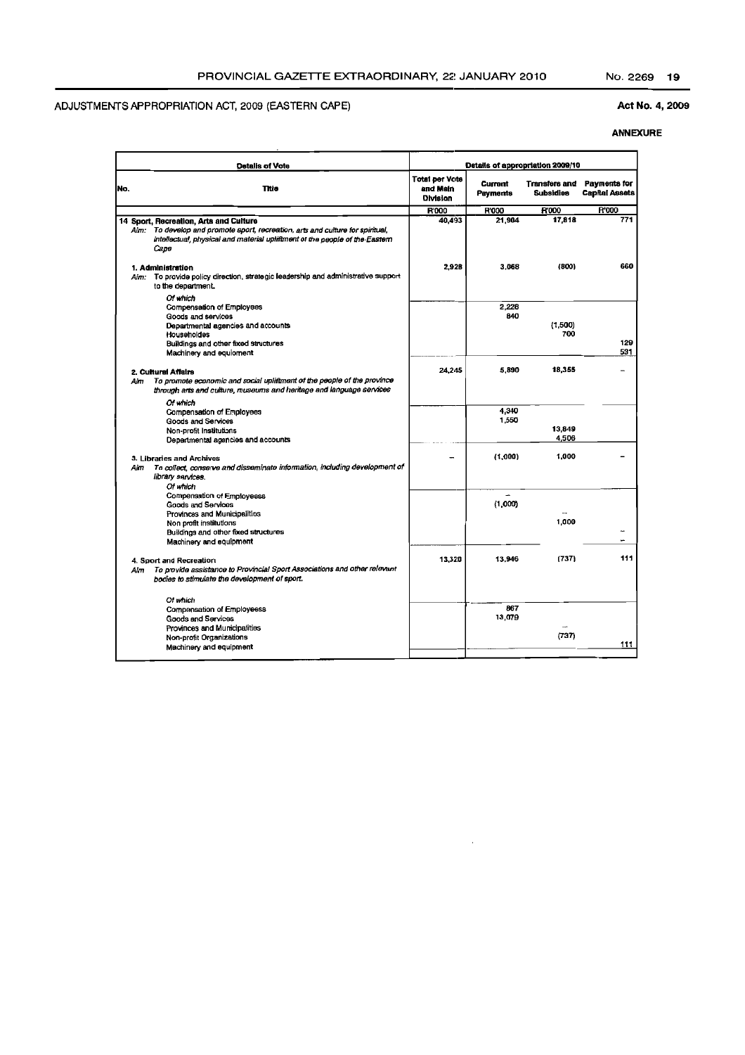ADJUSTMENTS APPROPRIATION ACT, 2009 (EASTERN CAPE)

Act No. 4, 2009

ANNEXURE

| Details of Vote | | Details of appropriation 2009/10 | | | |
|---|---|---|---|---|---|
| No. | Title | Total per Vote and Main Division | Current Payments | Transfers and Subsidies | Payments for Capital Assets |
| | | R'000 | R'000 | R'000 | R'000 |
| 14 | **Sport, Recreation, Arts and Culture**<br>*Aim: To develop and promote sport, recreation, arts and culture for spiritual, intellectual, physical and material upliftment of the people of the Eastern Cape* | 40,493 | 21,904 | 17,818 | 771 |
| | **1. Administration**<br>*Aim: To provide policy direction, strategic leadership and administrative support to the department.* | 2,928 | 3,068 | (800) | 660 |
| | *Of which* | | | | |
| | Compensation of Employees | | 2,228 | | |
| | Goods and services | | 840 | | |
| | Departmental agencies and accounts | | | (1,500) | |
| | Households | | | 700 | |
| | Buildings and other fixed structures | | | | 129 |
| | Machinery and equipment | | | | 531 |
| | **2. Cultural Affairs**<br>*Aim To promote economic and social upliftment of the people of the province through arts and culture, museums and heritage and language services* | 24,245 | 5,890 | 18,355 | – |
| | *Of which* | | | | |
| | Compensation of Employees | | 4,340 | | |
| | Goods and Services | | 1,550 | | |
| | Non-profit Institutions | | | 13,849 | |
| | Departmental agencies and accounts | | | 4,506 | |
| | 3. Libraries and Archives<br>*Aim To collect, conserve and disseminate information, including development of library services.* | – | (1,000) | 1,000 | – |
| | *Of which* | | | | |
| | Compensation of Employeess | | – | | |
| | Goods and Services | | (1,000) | | |
| | Provinces and Municipalities | | | – | |
| | Non profit institutions | | | 1,000 | |
| | Buildings and other fixed structures | | | | – |
| | Machinery and equipment | | | | – |
| | 4. Sport and Recreation<br>*Aim To provide assistance to Provincial Sport Associations and other relevant bodies to stimulate the development of sport.* | 13,320 | 13,946 | (737) | 111 |
| | *Of which* | | | | |
| | Compensation of Employeess | | 867 | | |
| | Goods and Services | | 13,079 | | |
| | Provinces and Municipalities | | | – | |
| | Non-profit Organizations | | | (737) | |
| | Machinery and equipment | | | | 111 |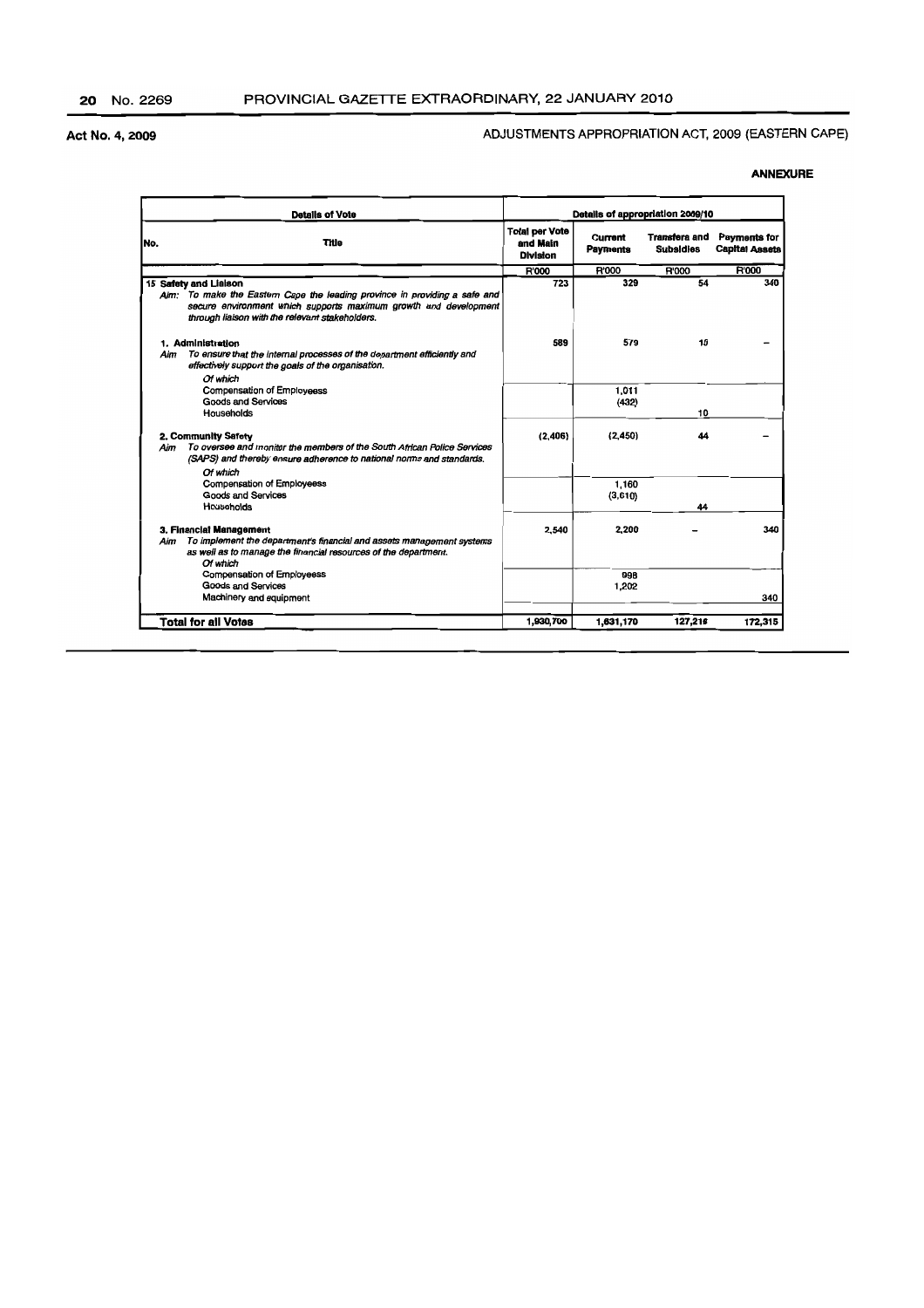Act No. 4, 2009

ADJUSTMENTS APPROPRIATION ACT, 2009 (EASTERN CAPE)

**ANNEXURE**

| Details of Vote | | Details of appropriation 2009/10 | | | |
|---|---|---|---|---|---|
| No. | Title | Total per Vote and Main Division | Current Payments | Transfers and Subsidies | Payments for Capital Assets |
| | | R'000 | R'000 | R'000 | R'000 |
| 15 | **Safety and Liaison**<br>*Aim: To make the Eastern Cape the leading province in providing a safe and secure environment which supports maximum growth and development through liaison with the relevant stakeholders.* | 723 | 329 | 54 | 340 |
| | **1. Administration**<br>*Aim To ensure that the internal processes of the department efficiently and effectively support the goals of the organisation.* | 589 | 579 | 10 | – |
| | *Of which* | | | | |
| | Compensation of Employeess | | 1,011 | | |
| | Goods and Services | | (432) | | |
| | Households | | | 10 | |
| | **2. Community Safety**<br>*Aim To oversee and monitor the members of the South African Police Services (SAPS) and thereby ensure adherence to national norms and standards.* | (2,406) | (2,450) | 44 | – |
| | *Of which* | | | | |
| | Compensation of Employeess | | 1,160 | | |
| | Goods and Services | | (3,610) | | |
| | Households | | | 44 | |
| | **3. Financial Management**<br>*Aim To implement the department's financial and assets management systems as well as to manage the financial resources of the department.* | 2,540 | 2,200 | – | 340 |
| | *Of which* | | | | |
| | Compensation of Employeess | | 998 | | |
| | Goods and Services | | 1,202 | | |
| | Machinery and equipment | | | | 340 |
| | **Total for all Votes** | 1,930,700 | 1,631,170 | 127,215 | 172,315 |